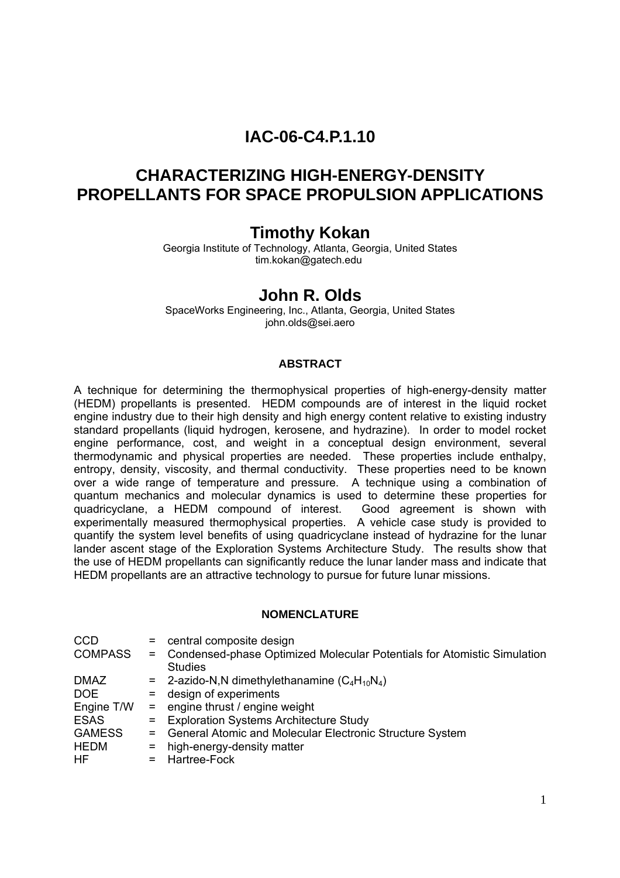# IAC-06-C4.P.1.10

# CHARACTERIZING HIGH-ENERGY-DENSITY PROPELLANTS FOR SPACE PROPULSION APPLICATIONS

## Timothy Kokan

Georgia Institute of Technology, Atlanta, Georgia, United States
tim.kokan@gatech.edu

## John R. Olds

SpaceWorks Engineering, Inc., Atlanta, Georgia, United States
john.olds@sei.aero

### ABSTRACT

A technique for determining the thermophysical properties of high-energy-density matter (HEDM) propellants is presented. HEDM compounds are of interest in the liquid rocket engine industry due to their high density and high energy content relative to existing industry standard propellants (liquid hydrogen, kerosene, and hydrazine). In order to model rocket engine performance, cost, and weight in a conceptual design environment, several thermodynamic and physical properties are needed. These properties include enthalpy, entropy, density, viscosity, and thermal conductivity. These properties need to be known over a wide range of temperature and pressure. A technique using a combination of quantum mechanics and molecular dynamics is used to determine these properties for quadricyclane, a HEDM compound of interest. Good agreement is shown with experimentally measured thermophysical properties. A vehicle case study is provided to quantify the system level benefits of using quadricyclane instead of hydrazine for the lunar lander ascent stage of the Exploration Systems Architecture Study. The results show that the use of HEDM propellants can significantly reduce the lunar lander mass and indicate that HEDM propellants are an attractive technology to pursue for future lunar missions.

### NOMENCLATURE

| | | |
|---|---|---|
| CCD | = | central composite design |
| COMPASS | = | Condensed-phase Optimized Molecular Potentials for Atomistic Simulation Studies |
| DMAZ | = | 2-azido-N,N dimethylethanamine ($C_4H_{10}N_4$) |
| DOE | = | design of experiments |
| Engine T/W | = | engine thrust / engine weight |
| ESAS | = | Exploration Systems Architecture Study |
| GAMESS | = | General Atomic and Molecular Electronic Structure System |
| HEDM | = | high-energy-density matter |
| HF | = | Hartree-Fock |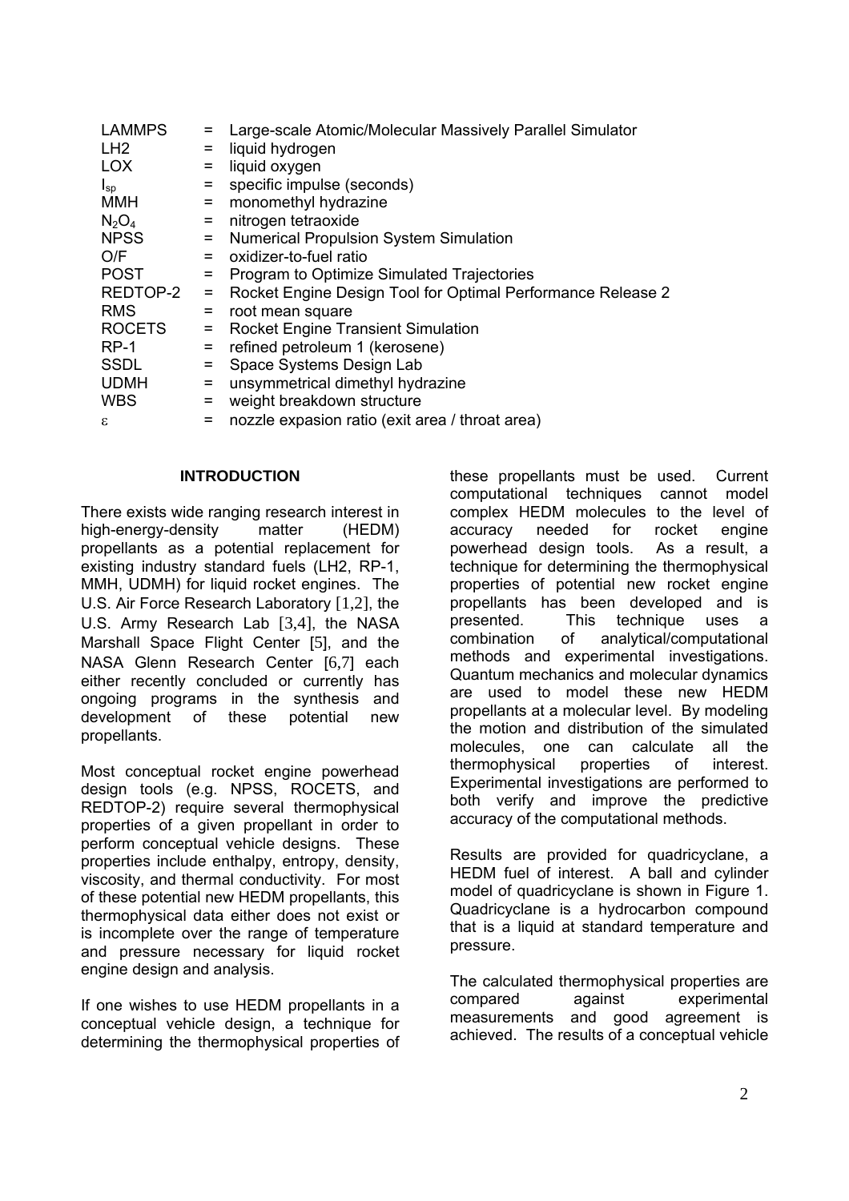| | | |
|---|---|---|
| LAMMPS | = | Large-scale Atomic/Molecular Massively Parallel Simulator |
| LH2 | = | liquid hydrogen |
| LOX | = | liquid oxygen |
| $I_{sp}$ | = | specific impulse (seconds) |
| MMH | = | monomethyl hydrazine |
| $N_2O_4$ | = | nitrogen tetraoxide |
| NPSS | = | Numerical Propulsion System Simulation |
| O/F | = | oxidizer-to-fuel ratio |
| POST | = | Program to Optimize Simulated Trajectories |
| REDTOP-2 | = | Rocket Engine Design Tool for Optimal Performance Release 2 |
| RMS | = | root mean square |
| ROCETS | = | Rocket Engine Transient Simulation |
| RP-1 | = | refined petroleum 1 (kerosene) |
| SSDL | = | Space Systems Design Lab |
| UDMH | = | unsymmetrical dimethyl hydrazine |
| WBS | = | weight breakdown structure |
| $\varepsilon$ | = | nozzle expasion ratio (exit area / throat area) |

## INTRODUCTION

There exists wide ranging research interest in high-energy-density matter (HEDM) propellants as a potential replacement for existing industry standard fuels (LH2, RP-1, MMH, UDMH) for liquid rocket engines. The U.S. Air Force Research Laboratory [1,2], the U.S. Army Research Lab [3,4], the NASA Marshall Space Flight Center [5], and the NASA Glenn Research Center [6,7] each either recently concluded or currently has ongoing programs in the synthesis and development of these potential new propellants.

Most conceptual rocket engine powerhead design tools (e.g. NPSS, ROCETS, and REDTOP-2) require several thermophysical properties of a given propellant in order to perform conceptual vehicle designs. These properties include enthalpy, entropy, density, viscosity, and thermal conductivity. For most of these potential new HEDM propellants, this thermophysical data either does not exist or is incomplete over the range of temperature and pressure necessary for liquid rocket engine design and analysis.

If one wishes to use HEDM propellants in a conceptual vehicle design, a technique for determining the thermophysical properties of these propellants must be used. Current computational techniques cannot model complex HEDM molecules to the level of accuracy needed for rocket engine powerhead design tools. As a result, a technique for determining the thermophysical properties of potential new rocket engine propellants has been developed and is presented. This technique uses a combination of analytical/computational methods and experimental investigations. Quantum mechanics and molecular dynamics are used to model these new HEDM propellants at a molecular level. By modeling the motion and distribution of the simulated molecules, one can calculate all the thermophysical properties of interest. Experimental investigations are performed to both verify and improve the predictive accuracy of the computational methods.

Results are provided for quadricyclane, a HEDM fuel of interest. A ball and cylinder model of quadricyclane is shown in Figure 1. Quadricyclane is a hydrocarbon compound that is a liquid at standard temperature and pressure.

The calculated thermophysical properties are compared against experimental measurements and good agreement is achieved. The results of a conceptual vehicle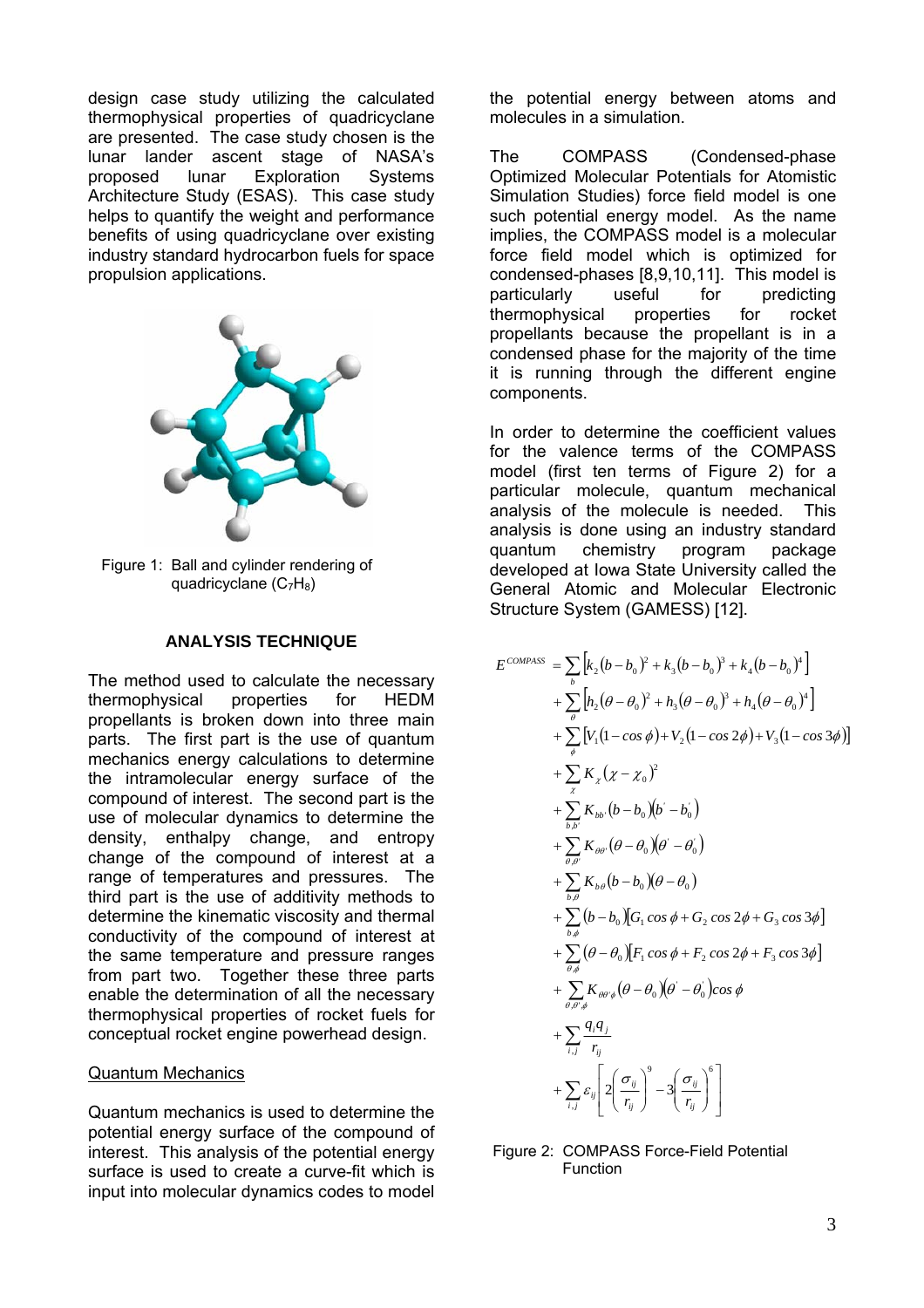design case study utilizing the calculated thermophysical properties of quadricyclane are presented. The case study chosen is the lunar lander ascent stage of NASA's proposed lunar Exploration Systems Architecture Study (ESAS). This case study helps to quantify the weight and performance benefits of using quadricyclane over existing industry standard hydrocarbon fuels for space propulsion applications.

Figure 1: Ball and cylinder rendering of quadricyclane ($C_7H_8$)

## ANALYSIS TECHNIQUE

The method used to calculate the necessary thermophysical properties for HEDM propellants is broken down into three main parts. The first part is the use of quantum mechanics energy calculations to determine the intramolecular energy surface of the compound of interest. The second part is the use of molecular dynamics to determine the density, enthalpy change, and entropy change of the compound of interest at a range of temperatures and pressures. The third part is the use of additivity methods to determine the kinematic viscosity and thermal conductivity of the compound of interest at the same temperature and pressure ranges from part two. Together these three parts enable the determination of all the necessary thermophysical properties of rocket fuels for conceptual rocket engine powerhead design.

### Quantum Mechanics

Quantum mechanics is used to determine the potential energy surface of the compound of interest. This analysis of the potential energy surface is used to create a curve-fit which is input into molecular dynamics codes to model the potential energy between atoms and molecules in a simulation.

The COMPASS (Condensed-phase Optimized Molecular Potentials for Atomistic Simulation Studies) force field model is one such potential energy model. As the name implies, the COMPASS model is a molecular force field model which is optimized for condensed-phases [8,9,10,11]. This model is particularly useful for predicting thermophysical properties for rocket propellants because the propellant is in a condensed phase for the majority of the time it is running through the different engine components.

In order to determine the coefficient values for the valence terms of the COMPASS model (first ten terms of Figure 2) for a particular molecule, quantum mechanical analysis of the molecule is needed. This analysis is done using an industry standard quantum chemistry program package developed at Iowa State University called the General Atomic and Molecular Electronic Structure System (GAMESS) [12].

$$
\begin{aligned}
E^{COMPASS} &= \sum_{b}\left[k_2(b-b_0)^2 + k_3(b-b_0)^3 + k_4(b-b_0)^4\right] \\
&+ \sum_{\theta}\left[h_2(\theta-\theta_0)^2 + h_3(\theta-\theta_0)^3 + h_4(\theta-\theta_0)^4\right] \\
&+ \sum_{\phi}\left[V_1(1-\cos\phi) + V_2(1-\cos 2\phi) + V_3(1-\cos 3\phi)\right] \\
&+ \sum_{\chi} K_{\chi}(\chi-\chi_0)^2 \\
&+ \sum_{b,b'} K_{bb'}(b-b_0)(b'-b_0') \\
&+ \sum_{\theta,\theta'} K_{\theta\theta'}(\theta-\theta_0)(\theta'-\theta_0') \\
&+ \sum_{b,\theta} K_{b\theta}(b-b_0)(\theta-\theta_0) \\
&+ \sum_{b,\phi}(b-b_0)\left[G_1\cos\phi + G_2\cos 2\phi + G_3\cos 3\phi\right] \\
&+ \sum_{\theta,\phi}(\theta-\theta_0)\left[F_1\cos\phi + F_2\cos 2\phi + F_3\cos 3\phi\right] \\
&+ \sum_{\theta,\theta',\phi} K_{\theta\theta'\phi}(\theta-\theta_0)(\theta'-\theta_0')\cos\phi \\
&+ \sum_{i,j}\frac{q_i q_j}{r_{ij}} \\
&+ \sum_{i,j}\varepsilon_{ij}\left[2\left(\frac{\sigma_{ij}}{r_{ij}}\right)^9 - 3\left(\frac{\sigma_{ij}}{r_{ij}}\right)^6\right]
\end{aligned}
$$

Figure 2: COMPASS Force-Field Potential Function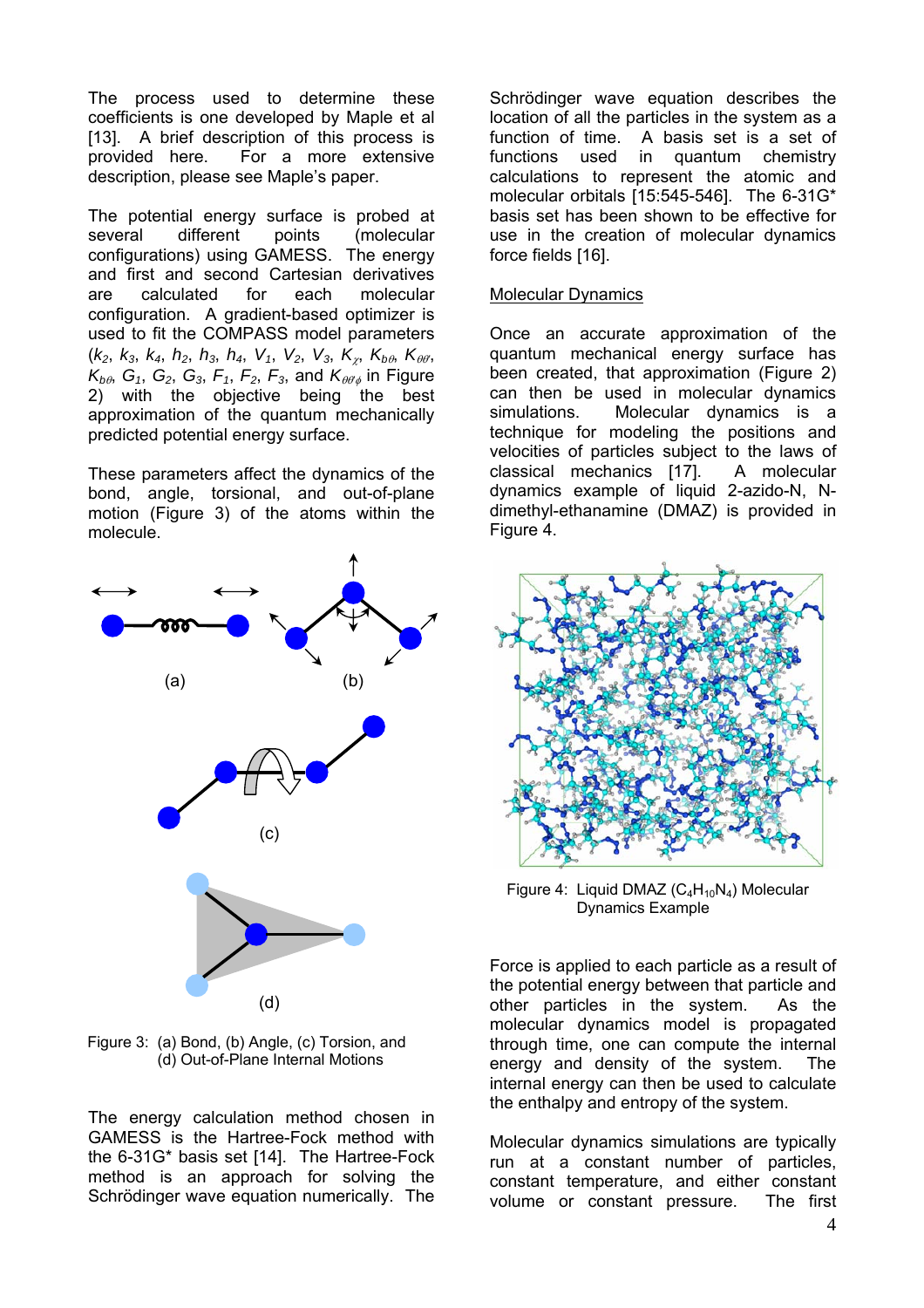The process used to determine these coefficients is one developed by Maple et al [13]. A brief description of this process is provided here. For a more extensive description, please see Maple's paper.

The potential energy surface is probed at several different points (molecular configurations) using GAMESS. The energy and first and second Cartesian derivatives are calculated for each molecular configuration. A gradient-based optimizer is used to fit the COMPASS model parameters ($k_2$, $k_3$, $k_4$, $h_2$, $h_3$, $h_4$, $V_1$, $V_2$, $V_3$, $K_\chi$, $K_{b\theta}$, $K_{\theta\theta'}$, $K_{b\phi}$, $G_1$, $G_2$, $G_3$, $F_1$, $F_2$, $F_3$, and $K_{\theta\theta'\phi}$ in Figure 2) with the objective being the best approximation of the quantum mechanically predicted potential energy surface.

These parameters affect the dynamics of the bond, angle, torsional, and out-of-plane motion (Figure 3) of the atoms within the molecule.

Figure 3: (a) Bond, (b) Angle, (c) Torsion, and (d) Out-of-Plane Internal Motions

The energy calculation method chosen in GAMESS is the Hartree-Fock method with the 6-31G* basis set [14]. The Hartree-Fock method is an approach for solving the Schrödinger wave equation numerically. The Schrödinger wave equation describes the location of all the particles in the system as a function of time. A basis set is a set of functions used in quantum chemistry calculations to represent the atomic and molecular orbitals [15:545-546]. The 6-31G* basis set has been shown to be effective for use in the creation of molecular dynamics force fields [16].

## Molecular Dynamics

Once an accurate approximation of the quantum mechanical energy surface has been created, that approximation (Figure 2) can then be used in molecular dynamics simulations. Molecular dynamics is a technique for modeling the positions and velocities of particles subject to the laws of classical mechanics [17]. A molecular dynamics example of liquid 2-azido-N, N-dimethyl-ethanamine (DMAZ) is provided in Figure 4.

Figure 4: Liquid DMAZ ($C_4H_{10}N_4$) Molecular Dynamics Example

Force is applied to each particle as a result of the potential energy between that particle and other particles in the system. As the molecular dynamics model is propagated through time, one can compute the internal energy and density of the system. The internal energy can then be used to calculate the enthalpy and entropy of the system.

Molecular dynamics simulations are typically run at a constant number of particles, constant temperature, and either constant volume or constant pressure. The first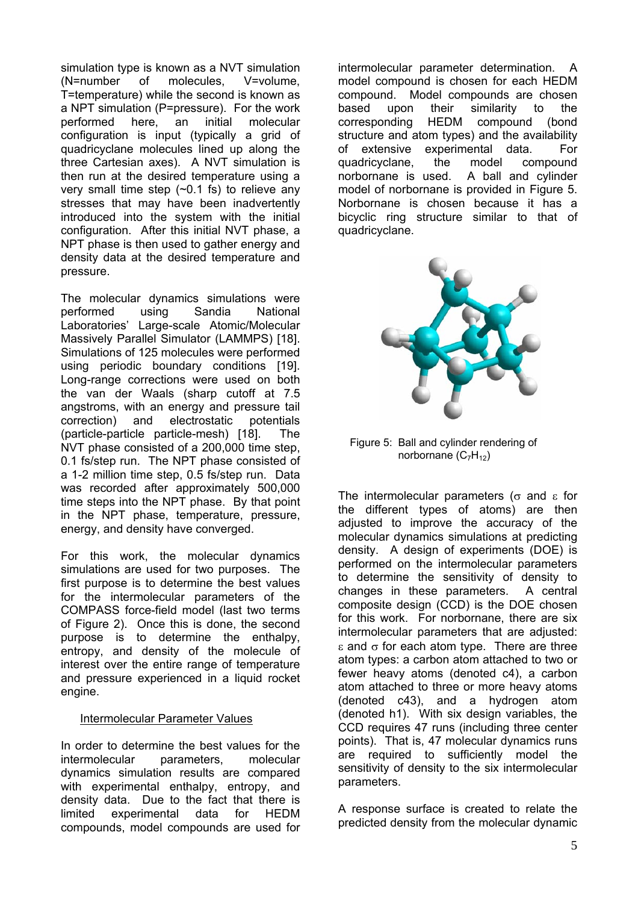simulation type is known as a NVT simulation (N=number of molecules, V=volume, T=temperature) while the second is known as a NPT simulation (P=pressure). For the work performed here, an initial molecular configuration is input (typically a grid of quadricyclane molecules lined up along the three Cartesian axes). A NVT simulation is then run at the desired temperature using a very small time step (~0.1 fs) to relieve any stresses that may have been inadvertently introduced into the system with the initial configuration. After this initial NVT phase, a NPT phase is then used to gather energy and density data at the desired temperature and pressure.

The molecular dynamics simulations were performed using Sandia National Laboratories' Large-scale Atomic/Molecular Massively Parallel Simulator (LAMMPS) [18]. Simulations of 125 molecules were performed using periodic boundary conditions [19]. Long-range corrections were used on both the van der Waals (sharp cutoff at 7.5 angstroms, with an energy and pressure tail correction) and electrostatic potentials (particle-particle particle-mesh) [18]. The NVT phase consisted of a 200,000 time step, 0.1 fs/step run. The NPT phase consisted of a 1-2 million time step, 0.5 fs/step run. Data was recorded after approximately 500,000 time steps into the NPT phase. By that point in the NPT phase, temperature, pressure, energy, and density have converged.

For this work, the molecular dynamics simulations are used for two purposes. The first purpose is to determine the best values for the intermolecular parameters of the COMPASS force-field model (last two terms of Figure 2). Once this is done, the second purpose is to determine the enthalpy, entropy, and density of the molecule of interest over the entire range of temperature and pressure experienced in a liquid rocket engine.

## Intermolecular Parameter Values

In order to determine the best values for the intermolecular parameters, molecular dynamics simulation results are compared with experimental enthalpy, entropy, and density data. Due to the fact that there is limited experimental data for HEDM compounds, model compounds are used for intermolecular parameter determination. A model compound is chosen for each HEDM compound. Model compounds are chosen based upon their similarity to the corresponding HEDM compound (bond structure and atom types) and the availability of extensive experimental data. For quadricyclane, the model compound norbornane is used. A ball and cylinder model of norbornane is provided in Figure 5. Norbornane is chosen because it has a bicyclic ring structure similar to that of quadricyclane.

Figure 5: Ball and cylinder rendering of norbornane ($C_7H_{12}$)

The intermolecular parameters ($\sigma$ and $\varepsilon$ for the different types of atoms) are then adjusted to improve the accuracy of the molecular dynamics simulations at predicting density. A design of experiments (DOE) is performed on the intermolecular parameters to determine the sensitivity of density to changes in these parameters. A central composite design (CCD) is the DOE chosen for this work. For norbornane, there are six intermolecular parameters that are adjusted: $\varepsilon$ and $\sigma$ for each atom type. There are three atom types: a carbon atom attached to two or fewer heavy atoms (denoted c4), a carbon atom attached to three or more heavy atoms (denoted c43), and a hydrogen atom (denoted h1). With six design variables, the CCD requires 47 runs (including three center points). That is, 47 molecular dynamics runs are required to sufficiently model the sensitivity of density to the six intermolecular parameters.

A response surface is created to relate the predicted density from the molecular dynamic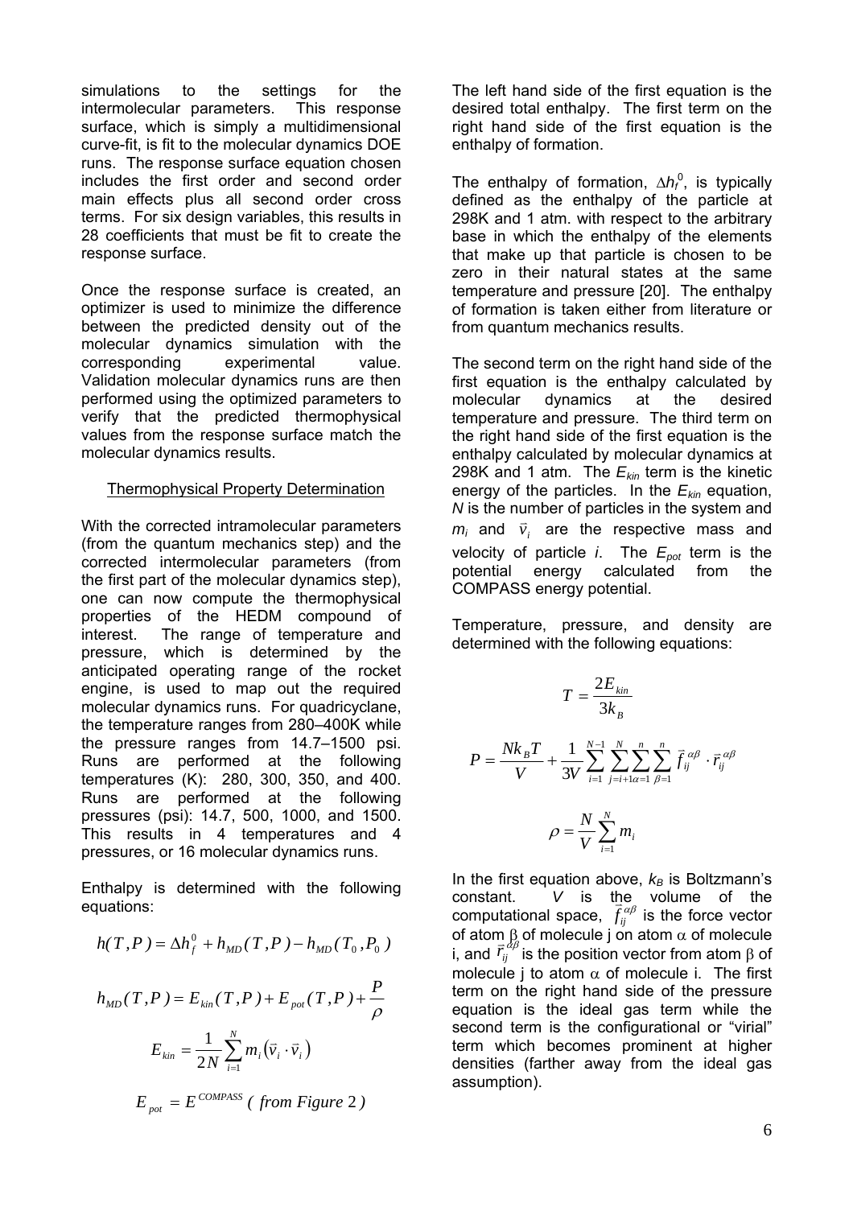simulations to the settings for the intermolecular parameters. This response surface, which is simply a multidimensional curve-fit, is fit to the molecular dynamics DOE runs. The response surface equation chosen includes the first order and second order main effects plus all second order cross terms. For six design variables, this results in 28 coefficients that must be fit to create the response surface.

Once the response surface is created, an optimizer is used to minimize the difference between the predicted density out of the molecular dynamics simulation with the corresponding experimental value. Validation molecular dynamics runs are then performed using the optimized parameters to verify that the predicted thermophysical values from the response surface match the molecular dynamics results.

### Thermophysical Property Determination

With the corrected intramolecular parameters (from the quantum mechanics step) and the corrected intermolecular parameters (from the first part of the molecular dynamics step), one can now compute the thermophysical properties of the HEDM compound of interest. The range of temperature and pressure, which is determined by the anticipated operating range of the rocket engine, is used to map out the required molecular dynamics runs. For quadricyclane, the temperature ranges from 280–400K while the pressure ranges from 14.7–1500 psi. Runs are performed at the following temperatures (K): 280, 300, 350, and 400. Runs are performed at the following pressures (psi): 14.7, 500, 1000, and 1500. This results in 4 temperatures and 4 pressures, or 16 molecular dynamics runs.

Enthalpy is determined with the following equations:

$$h(T,P) = \Delta h_f^0 + h_{MD}(T,P) - h_{MD}(T_0,P_0)$$

$$h_{MD}(T,P) = E_{kin}(T,P) + E_{pot}(T,P) + \frac{P}{\rho}$$

$$E_{kin} = \frac{1}{2N}\sum_{i=1}^{N} m_i\left(\vec{v}_i \cdot \vec{v}_i\right)$$

$$E_{pot} = E^{COMPASS} \; (\textit{from Figure } 2)$$

The left hand side of the first equation is the desired total enthalpy. The first term on the right hand side of the first equation is the enthalpy of formation.

The enthalpy of formation, $\Delta h_f^0$, is typically defined as the enthalpy of the particle at 298K and 1 atm. with respect to the arbitrary base in which the enthalpy of the elements that make up that particle is chosen to be zero in their natural states at the same temperature and pressure [20]. The enthalpy of formation is taken either from literature or from quantum mechanics results.

The second term on the right hand side of the first equation is the enthalpy calculated by molecular dynamics at the desired temperature and pressure. The third term on the right hand side of the first equation is the enthalpy calculated by molecular dynamics at 298K and 1 atm. The $E_{kin}$ term is the kinetic energy of the particles. In the $E_{kin}$ equation, $N$ is the number of particles in the system and $m_i$ and $\vec{v}_i$ are the respective mass and velocity of particle $i$. The $E_{pot}$ term is the potential energy calculated from the COMPASS energy potential.

Temperature, pressure, and density are determined with the following equations:

$$T = \frac{2E_{kin}}{3k_B}$$

$$P = \frac{Nk_BT}{V} + \frac{1}{3V}\sum_{i=1}^{N-1}\sum_{j=i+1}^{N}\sum_{\alpha=1}^{n}\sum_{\beta=1}^{n} \vec{f}_{ij}^{\alpha\beta} \cdot \vec{r}_{ij}^{\alpha\beta}$$

$$\rho = \frac{N}{V}\sum_{i=1}^{N} m_i$$

In the first equation above, $k_B$ is Boltzmann's constant. $V$ is the volume of the computational space, $\vec{f}_{ij}^{\alpha\beta}$ is the force vector of atom $\beta$ of molecule j on atom $\alpha$ of molecule i, and $\vec{r}_{ij}^{\alpha\beta}$ is the position vector from atom $\beta$ of molecule j to atom $\alpha$ of molecule i. The first term on the right hand side of the pressure equation is the ideal gas term while the second term is the configurational or "virial" term which becomes prominent at higher densities (farther away from the ideal gas assumption).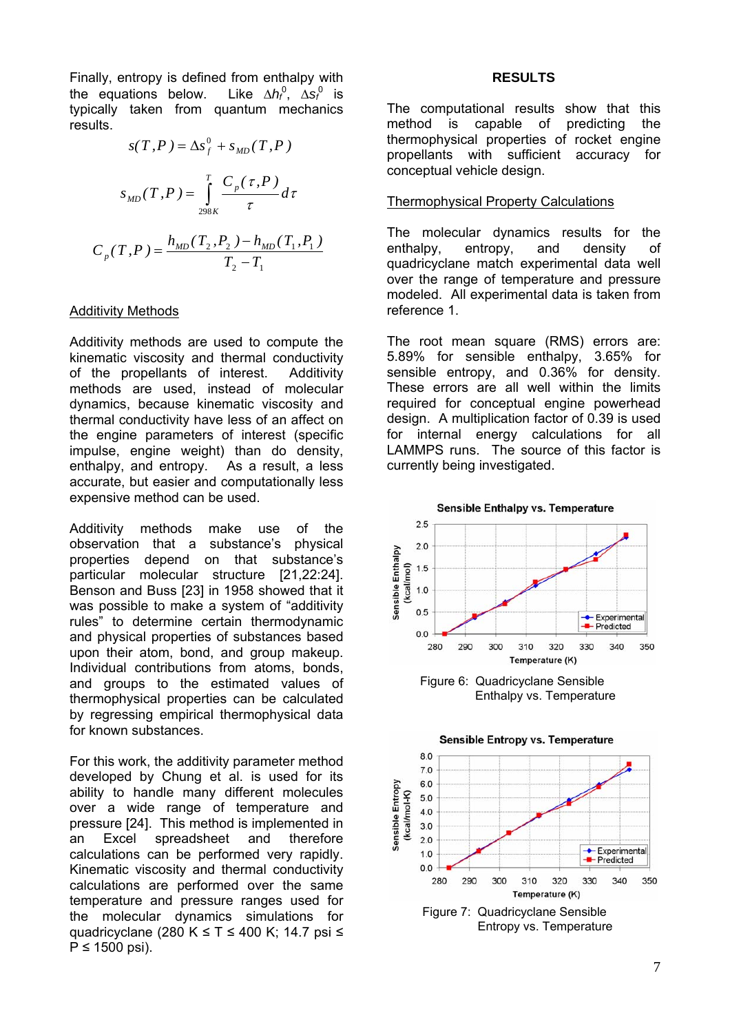Finally, entropy is defined from enthalpy with the equations below. Like $\Delta h_f^0$, $\Delta s_f^0$ is typically taken from quantum mechanics results.

$$s(T,P) = \Delta s_f^0 + s_{MD}(T,P)$$

$$s_{MD}(T,P) = \int_{298K}^{T} \frac{C_p(\tau,P)}{\tau} d\tau$$

$$C_p(T,P) = \frac{h_{MD}(T_2,P_2) - h_{MD}(T_1,P_1)}{T_2 - T_1}$$

### Additivity Methods

Additivity methods are used to compute the kinematic viscosity and thermal conductivity of the propellants of interest. Additivity methods are used, instead of molecular dynamics, because kinematic viscosity and thermal conductivity have less of an affect on the engine parameters of interest (specific impulse, engine weight) than do density, enthalpy, and entropy. As a result, a less accurate, but easier and computationally less expensive method can be used.

Additivity methods make use of the observation that a substance's physical properties depend on that substance's particular molecular structure [21,22:24]. Benson and Buss [23] in 1958 showed that it was possible to make a system of "additivity rules" to determine certain thermodynamic and physical properties of substances based upon their atom, bond, and group makeup. Individual contributions from atoms, bonds, and groups to the estimated values of thermophysical properties can be calculated by regressing empirical thermophysical data for known substances.

For this work, the additivity parameter method developed by Chung et al. is used for its ability to handle many different molecules over a wide range of temperature and pressure [24]. This method is implemented in an Excel spreadsheet and therefore calculations can be performed very rapidly. Kinematic viscosity and thermal conductivity calculations are performed over the same temperature and pressure ranges used for the molecular dynamics simulations for quadricyclane (280 K ≤ T ≤ 400 K; 14.7 psi ≤ P ≤ 1500 psi).

## RESULTS

The computational results show that this method is capable of predicting the thermophysical properties of rocket engine propellants with sufficient accuracy for conceptual vehicle design.

### Thermophysical Property Calculations

The molecular dynamics results for the enthalpy, entropy, and density of quadricyclane match experimental data well over the range of temperature and pressure modeled. All experimental data is taken from reference 1.

The root mean square (RMS) errors are: 5.89% for sensible enthalpy, 3.65% for sensible entropy, and 0.36% for density. These errors are all well within the limits required for conceptual engine powerhead design. A multiplication factor of 0.39 is used for internal energy calculations for all LAMMPS runs. The source of this factor is currently being investigated.

Figure 6: Quadricyclane Sensible Enthalpy vs. Temperature

Figure 7: Quadricyclane Sensible Entropy vs. Temperature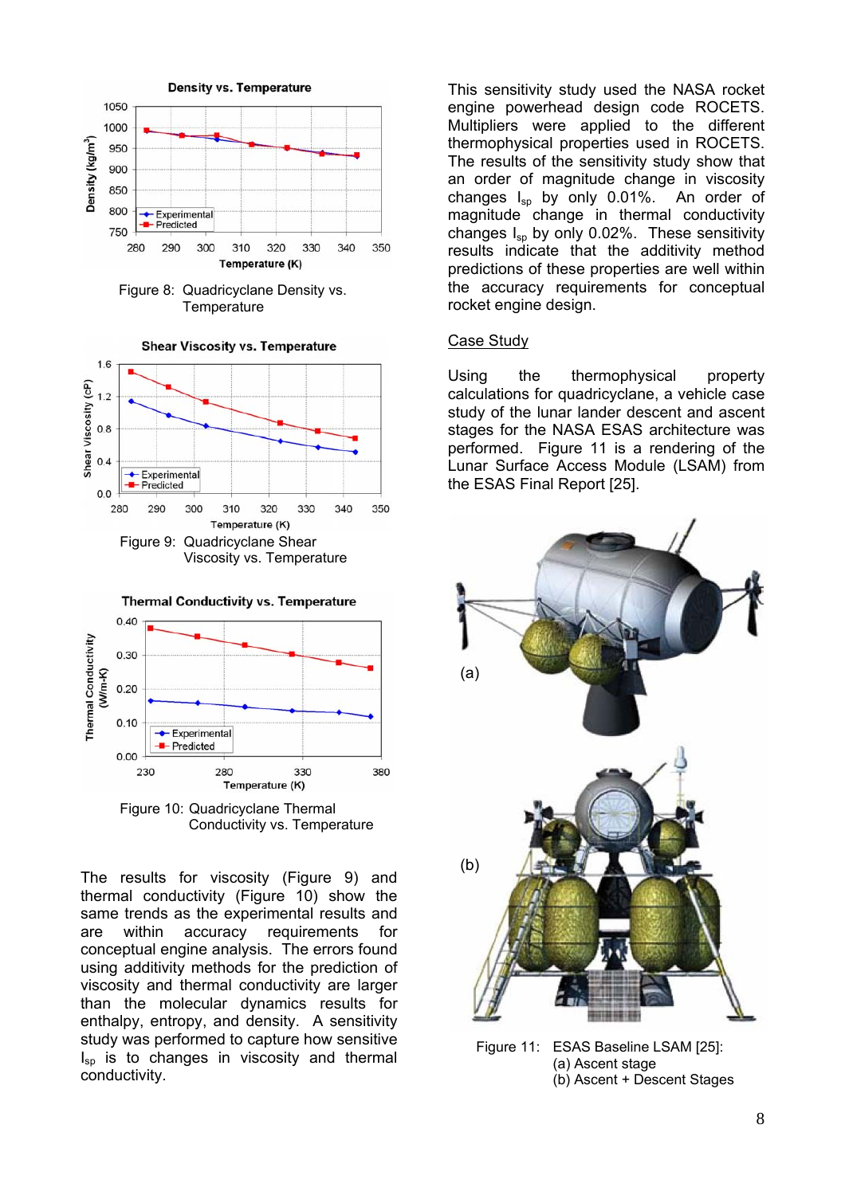Figure 8: Quadricyclane Density vs. Temperature

Figure 9: Quadricyclane Shear Viscosity vs. Temperature

Figure 10: Quadricyclane Thermal Conductivity vs. Temperature

The results for viscosity (Figure 9) and thermal conductivity (Figure 10) show the same trends as the experimental results and are within accuracy requirements for conceptual engine analysis. The errors found using additivity methods for the prediction of viscosity and thermal conductivity are larger than the molecular dynamics results for enthalpy, entropy, and density. A sensitivity study was performed to capture how sensitive $I_{sp}$ is to changes in viscosity and thermal conductivity.

This sensitivity study used the NASA rocket engine powerhead design code ROCETS. Multipliers were applied to the different thermophysical properties used in ROCETS. The results of the sensitivity study show that an order of magnitude change in viscosity changes $I_{sp}$ by only 0.01%. An order of magnitude change in thermal conductivity changes $I_{sp}$ by only 0.02%. These sensitivity results indicate that the additivity method predictions of these properties are well within the accuracy requirements for conceptual rocket engine design.

## Case Study

Using the thermophysical property calculations for quadricyclane, a vehicle case study of the lunar lander descent and ascent stages for the NASA ESAS architecture was performed. Figure 11 is a rendering of the Lunar Surface Access Module (LSAM) from the ESAS Final Report [25].

Figure 11: ESAS Baseline LSAM [25]:
(a) Ascent stage
(b) Ascent + Descent Stages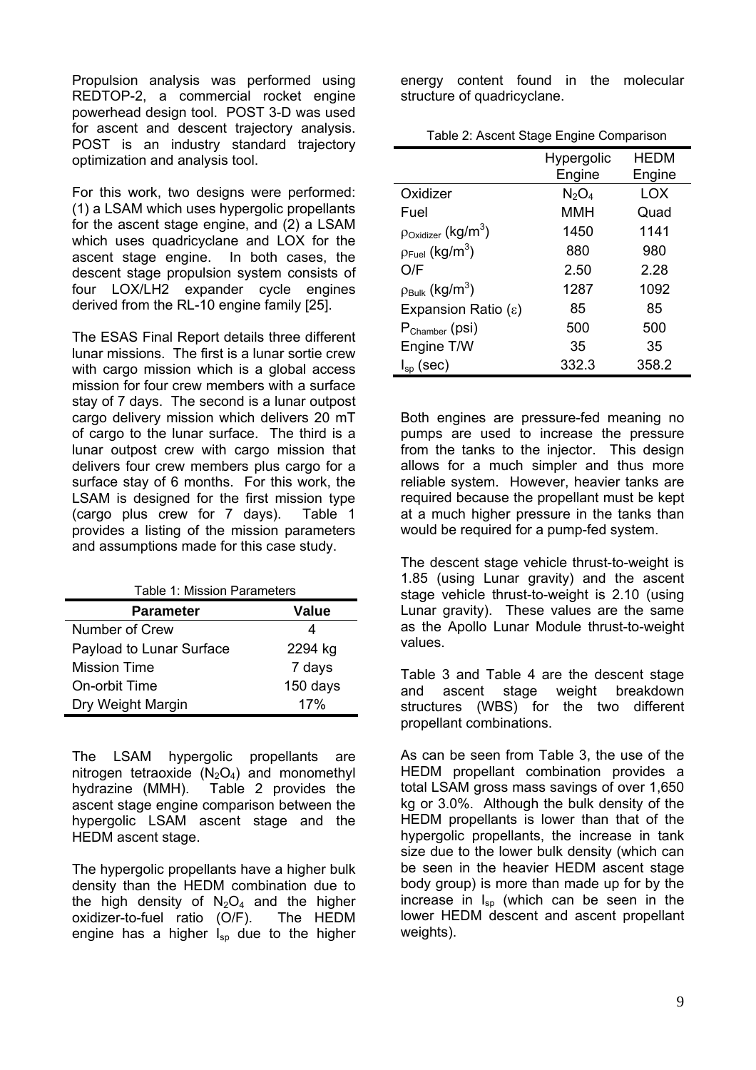Propulsion analysis was performed using REDTOP-2, a commercial rocket engine powerhead design tool. POST 3-D was used for ascent and descent trajectory analysis. POST is an industry standard trajectory optimization and analysis tool.

For this work, two designs were performed: (1) a LSAM which uses hypergolic propellants for the ascent stage engine, and (2) a LSAM which uses quadricyclane and LOX for the ascent stage engine. In both cases, the descent stage propulsion system consists of four LOX/LH2 expander cycle engines derived from the RL-10 engine family [25].

The ESAS Final Report details three different lunar missions. The first is a lunar sortie crew with cargo mission which is a global access mission for four crew members with a surface stay of 7 days. The second is a lunar outpost cargo delivery mission which delivers 20 mT of cargo to the lunar surface. The third is a lunar outpost crew with cargo mission that delivers four crew members plus cargo for a surface stay of 6 months. For this work, the LSAM is designed for the first mission type (cargo plus crew for 7 days). Table 1 provides a listing of the mission parameters and assumptions made for this case study.

Table 1: Mission Parameters

| Parameter | Value |
|---|---|
| Number of Crew | 4 |
| Payload to Lunar Surface | 2294 kg |
| Mission Time | 7 days |
| On-orbit Time | 150 days |
| Dry Weight Margin | 17% |

The LSAM hypergolic propellants are nitrogen tetraoxide ($N_2O_4$) and monomethyl hydrazine (MMH). Table 2 provides the ascent stage engine comparison between the hypergolic LSAM ascent stage and the HEDM ascent stage.

The hypergolic propellants have a higher bulk density than the HEDM combination due to the high density of $N_2O_4$ and the higher oxidizer-to-fuel ratio (O/F). The HEDM engine has a higher $I_{sp}$ due to the higher energy content found in the molecular structure of quadricyclane.

Table 2: Ascent Stage Engine Comparison

| | Hypergolic Engine | HEDM Engine |
|---|---|---|
| Oxidizer | $N_2O_4$ | LOX |
| Fuel | MMH | Quad |
| $\rho_{Oxidizer}$ (kg/m$^3$) | 1450 | 1141 |
| $\rho_{Fuel}$ (kg/m$^3$) | 880 | 980 |
| O/F | 2.50 | 2.28 |
| $\rho_{Bulk}$ (kg/m$^3$) | 1287 | 1092 |
| Expansion Ratio ($\varepsilon$) | 85 | 85 |
| $P_{Chamber}$ (psi) | 500 | 500 |
| Engine T/W | 35 | 35 |
| $I_{sp}$ (sec) | 332.3 | 358.2 |

Both engines are pressure-fed meaning no pumps are used to increase the pressure from the tanks to the injector. This design allows for a much simpler and thus more reliable system. However, heavier tanks are required because the propellant must be kept at a much higher pressure in the tanks than would be required for a pump-fed system.

The descent stage vehicle thrust-to-weight is 1.85 (using Lunar gravity) and the ascent stage vehicle thrust-to-weight is 2.10 (using Lunar gravity). These values are the same as the Apollo Lunar Module thrust-to-weight values.

Table 3 and Table 4 are the descent stage and ascent stage weight breakdown structures (WBS) for the two different propellant combinations.

As can be seen from Table 3, the use of the HEDM propellant combination provides a total LSAM gross mass savings of over 1,650 kg or 3.0%. Although the bulk density of the HEDM propellants is lower than that of the hypergolic propellants, the increase in tank size due to the lower bulk density (which can be seen in the heavier HEDM ascent stage body group) is more than made up for by the increase in $I_{sp}$ (which can be seen in the lower HEDM descent and ascent propellant weights).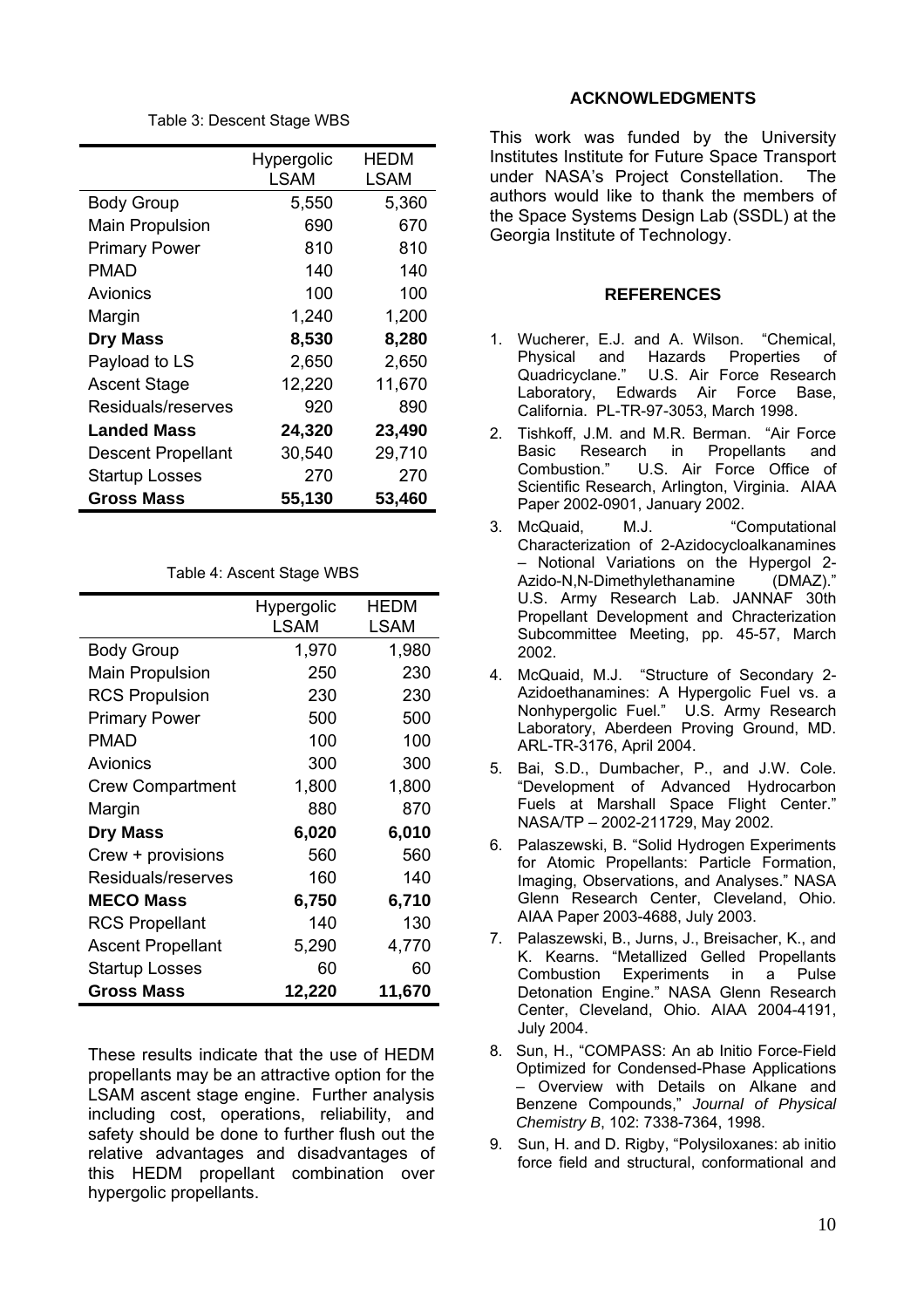Table 3: Descent Stage WBS

| | Hypergolic LSAM | HEDM LSAM |
|---|---|---|
| Body Group | 5,550 | 5,360 |
| Main Propulsion | 690 | 670 |
| Primary Power | 810 | 810 |
| PMAD | 140 | 140 |
| Avionics | 100 | 100 |
| Margin | 1,240 | 1,200 |
| **Dry Mass** | **8,530** | **8,280** |
| Payload to LS | 2,650 | 2,650 |
| Ascent Stage | 12,220 | 11,670 |
| Residuals/reserves | 920 | 890 |
| **Landed Mass** | **24,320** | **23,490** |
| Descent Propellant | 30,540 | 29,710 |
| Startup Losses | 270 | 270 |
| **Gross Mass** | **55,130** | **53,460** |

Table 4: Ascent Stage WBS

| | Hypergolic LSAM | HEDM LSAM |
|---|---|---|
| Body Group | 1,970 | 1,980 |
| Main Propulsion | 250 | 230 |
| RCS Propulsion | 230 | 230 |
| Primary Power | 500 | 500 |
| PMAD | 100 | 100 |
| Avionics | 300 | 300 |
| Crew Compartment | 1,800 | 1,800 |
| Margin | 880 | 870 |
| **Dry Mass** | **6,020** | **6,010** |
| Crew + provisions | 560 | 560 |
| Residuals/reserves | 160 | 140 |
| **MECO Mass** | **6,750** | **6,710** |
| RCS Propellant | 140 | 130 |
| Ascent Propellant | 5,290 | 4,770 |
| Startup Losses | 60 | 60 |
| **Gross Mass** | **12,220** | **11,670** |

These results indicate that the use of HEDM propellants may be an attractive option for the LSAM ascent stage engine. Further analysis including cost, operations, reliability, and safety should be done to further flush out the relative advantages and disadvantages of this HEDM propellant combination over hypergolic propellants.

## ACKNOWLEDGMENTS

This work was funded by the University Institutes Institute for Future Space Transport under NASA's Project Constellation. The authors would like to thank the members of the Space Systems Design Lab (SSDL) at the Georgia Institute of Technology.

## REFERENCES

1. Wucherer, E.J. and A. Wilson. "Chemical, Physical and Hazards Properties of Quadricyclane." U.S. Air Force Research Laboratory, Edwards Air Force Base, California. PL-TR-97-3053, March 1998.
2. Tishkoff, J.M. and M.R. Berman. "Air Force Basic Research in Propellants and Combustion." U.S. Air Force Office of Scientific Research, Arlington, Virginia. AIAA Paper 2002-0901, January 2002.
3. McQuaid, M.J. "Computational Characterization of 2-Azidocycloalkanamines – Notional Variations on the Hypergol 2-Azido-N,N-Dimethylethanamine (DMAZ)." U.S. Army Research Lab. JANNAF 30th Propellant Development and Chracterization Subcommittee Meeting, pp. 45-57, March 2002.
4. McQuaid, M.J. "Structure of Secondary 2-Azidoethanamines: A Hypergolic Fuel vs. a Nonhypergolic Fuel." U.S. Army Research Laboratory, Aberdeen Proving Ground, MD. ARL-TR-3176, April 2004.
5. Bai, S.D., Dumbacher, P., and J.W. Cole. "Development of Advanced Hydrocarbon Fuels at Marshall Space Flight Center." NASA/TP – 2002-211729, May 2002.
6. Palaszewski, B. "Solid Hydrogen Experiments for Atomic Propellants: Particle Formation, Imaging, Observations, and Analyses." NASA Glenn Research Center, Cleveland, Ohio. AIAA Paper 2003-4688, July 2003.
7. Palaszewski, B., Jurns, J., Breisacher, K., and K. Kearns. "Metallized Gelled Propellants Combustion Experiments in a Pulse Detonation Engine." NASA Glenn Research Center, Cleveland, Ohio. AIAA 2004-4191, July 2004.
8. Sun, H., "COMPASS: An ab Initio Force-Field Optimized for Condensed-Phase Applications – Overview with Details on Alkane and Benzene Compounds," *Journal of Physical Chemistry B*, 102: 7338-7364, 1998.
9. Sun, H. and D. Rigby, "Polysiloxanes: ab initio force field and structural, conformational and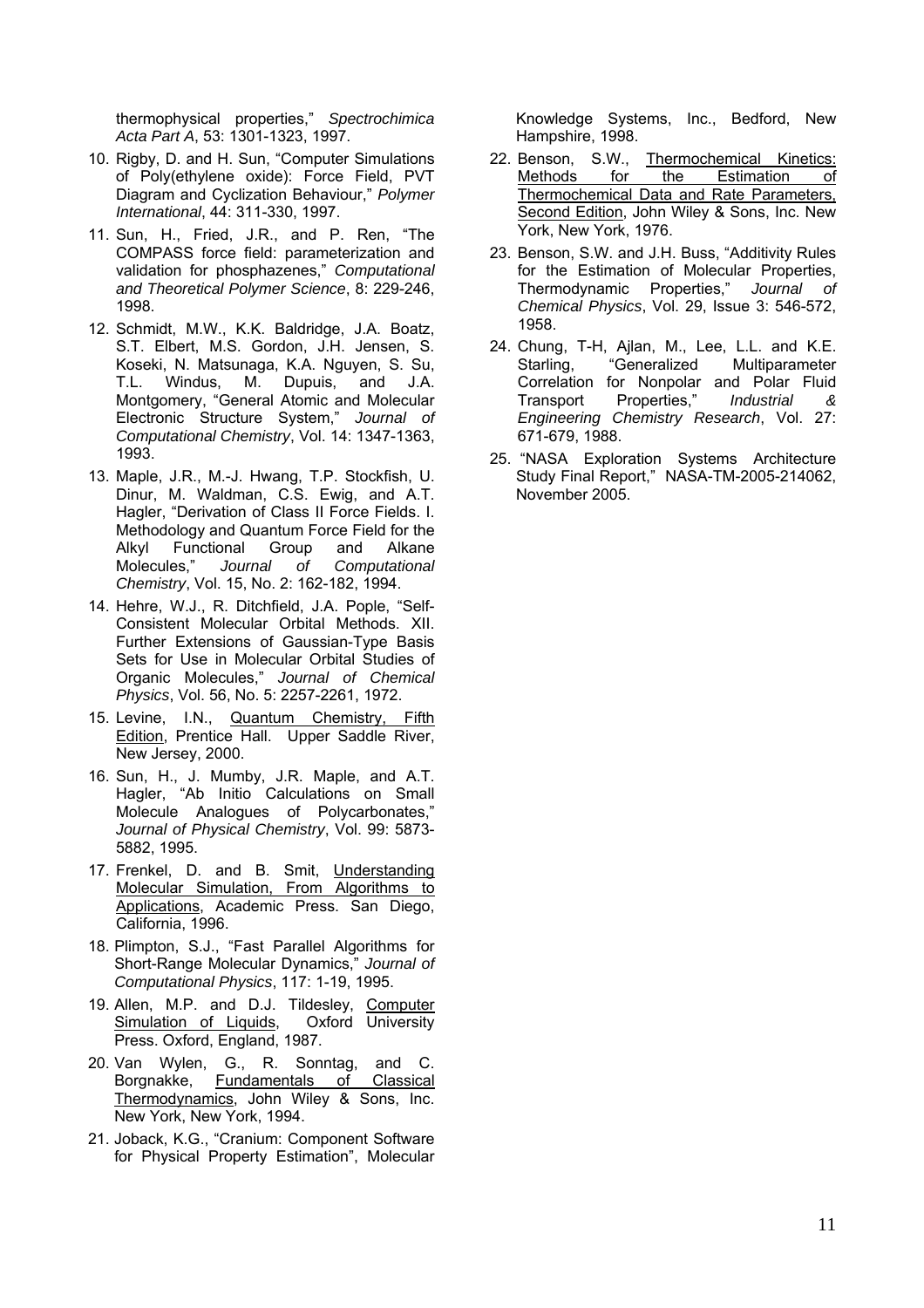thermophysical properties," *Spectrochimica Acta Part A*, 53: 1301-1323, 1997.

10. Rigby, D. and H. Sun, "Computer Simulations of Poly(ethylene oxide): Force Field, PVT Diagram and Cyclization Behaviour," *Polymer International*, 44: 311-330, 1997.
11. Sun, H., Fried, J.R., and P. Ren, "The COMPASS force field: parameterization and validation for phosphazenes," *Computational and Theoretical Polymer Science*, 8: 229-246, 1998.
12. Schmidt, M.W., K.K. Baldridge, J.A. Boatz, S.T. Elbert, M.S. Gordon, J.H. Jensen, S. Koseki, N. Matsunaga, K.A. Nguyen, S. Su, T.L. Windus, M. Dupuis, and J.A. Montgomery, "General Atomic and Molecular Electronic Structure System," *Journal of Computational Chemistry*, Vol. 14: 1347-1363, 1993.
13. Maple, J.R., M.-J. Hwang, T.P. Stockfish, U. Dinur, M. Waldman, C.S. Ewig, and A.T. Hagler, "Derivation of Class II Force Fields. I. Methodology and Quantum Force Field for the Alkyl Functional Group and Alkane Molecules," *Journal of Computational Chemistry*, Vol. 15, No. 2: 162-182, 1994.
14. Hehre, W.J., R. Ditchfield, J.A. Pople, "Self-Consistent Molecular Orbital Methods. XII. Further Extensions of Gaussian-Type Basis Sets for Use in Molecular Orbital Studies of Organic Molecules," *Journal of Chemical Physics*, Vol. 56, No. 5: 2257-2261, 1972.
15. Levine, I.N., Quantum Chemistry, Fifth Edition, Prentice Hall. Upper Saddle River, New Jersey, 2000.
16. Sun, H., J. Mumby, J.R. Maple, and A.T. Hagler, "Ab Initio Calculations on Small Molecule Analogues of Polycarbonates," *Journal of Physical Chemistry*, Vol. 99: 5873-5882, 1995.
17. Frenkel, D. and B. Smit, Understanding Molecular Simulation, From Algorithms to Applications, Academic Press. San Diego, California, 1996.
18. Plimpton, S.J., "Fast Parallel Algorithms for Short-Range Molecular Dynamics," *Journal of Computational Physics*, 117: 1-19, 1995.
19. Allen, M.P. and D.J. Tildesley, Computer Simulation of Liquids, Oxford University Press. Oxford, England, 1987.
20. Van Wylen, G., R. Sonntag, and C. Borgnakke, Fundamentals of Classical Thermodynamics, John Wiley & Sons, Inc. New York, New York, 1994.
21. Joback, K.G., "Cranium: Component Software for Physical Property Estimation", Molecular Knowledge Systems, Inc., Bedford, New Hampshire, 1998.
22. Benson, S.W., Thermochemical Kinetics: Methods for the Estimation of Thermochemical Data and Rate Parameters, Second Edition, John Wiley & Sons, Inc. New York, New York, 1976.
23. Benson, S.W. and J.H. Buss, "Additivity Rules for the Estimation of Molecular Properties, Thermodynamic Properties," *Journal of Chemical Physics*, Vol. 29, Issue 3: 546-572, 1958.
24. Chung, T-H, Ajlan, M., Lee, L.L. and K.E. Starling, "Generalized Multiparameter Correlation for Nonpolar and Polar Fluid Transport Properties," *Industrial & Engineering Chemistry Research*, Vol. 27: 671-679, 1988.
25. "NASA Exploration Systems Architecture Study Final Report," NASA-TM-2005-214062, November 2005.